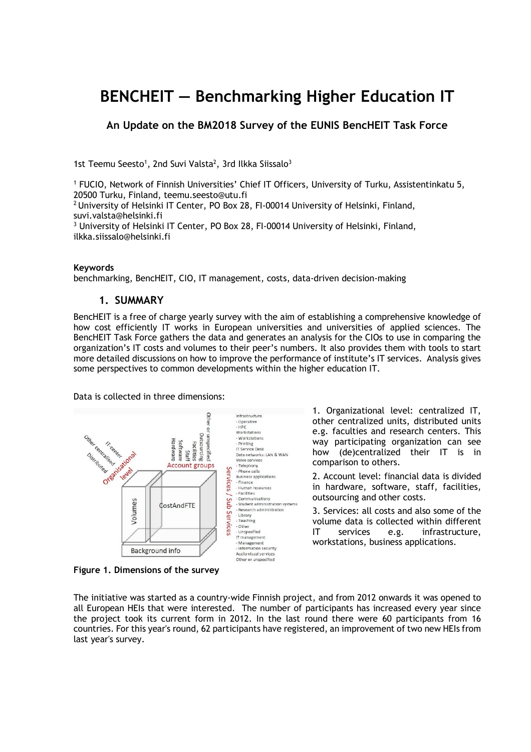# BENCHEIT — Benchmarking Higher Education IT

### An Update on the BM2018 Survey of the EUNIS BencHEIT Task Force

1st Teemu Seesto[1], 2nd Suvi Valsta[2], 3rd Ilkka Siissalo[3]

[1] FUCIO, Network of Finnish Universities' Chief IT Officers, University of Turku, Assistentinkatu 5, 20500 Turku, Finland, teemu.seesto@utu.fi
[2] University of Helsinki IT Center, PO Box 28, FI-00014 University of Helsinki, Finland, suvi.valsta@helsinki.fi
[3] University of Helsinki IT Center, PO Box 28, FI-00014 University of Helsinki, Finland, ilkka.siissalo@helsinki.fi

**Keywords**
benchmarking, BencHEIT, CIO, IT management, costs, data-driven decision-making

## 1. SUMMARY

BencHEIT is a free of charge yearly survey with the aim of establishing a comprehensive knowledge of how cost efficiently IT works in European universities and universities of applied sciences. The BencHEIT Task Force gathers the data and generates an analysis for the CIOs to use in comparing the organization's IT costs and volumes to their peer's numbers. It also provides them with tools to start more detailed discussions on how to improve the performance of institute's IT services. Analysis gives some perspectives to common developments within the higher education IT.

Data is collected in three dimensions:

**Figure 1. Dimensions of the survey**

1. Organizational level: centralized IT, other centralized units, distributed units e.g. faculties and research centers. This way participating organization can see how (de)centralized their IT is in comparison to others.
2. Account level: financial data is divided in hardware, software, staff, facilities, outsourcing and other costs.
3. Services: all costs and also some of the volume data is collected within different IT services e.g. infrastructure, workstations, business applications.

The initiative was started as a country-wide Finnish project, and from 2012 onwards it was opened to all European HEIs that were interested. The number of participants has increased every year since the project took its current form in 2012. In the last round there were 60 participants from 16 countries. For this year's round, 62 participants have registered, an improvement of two new HEIs from last year's survey.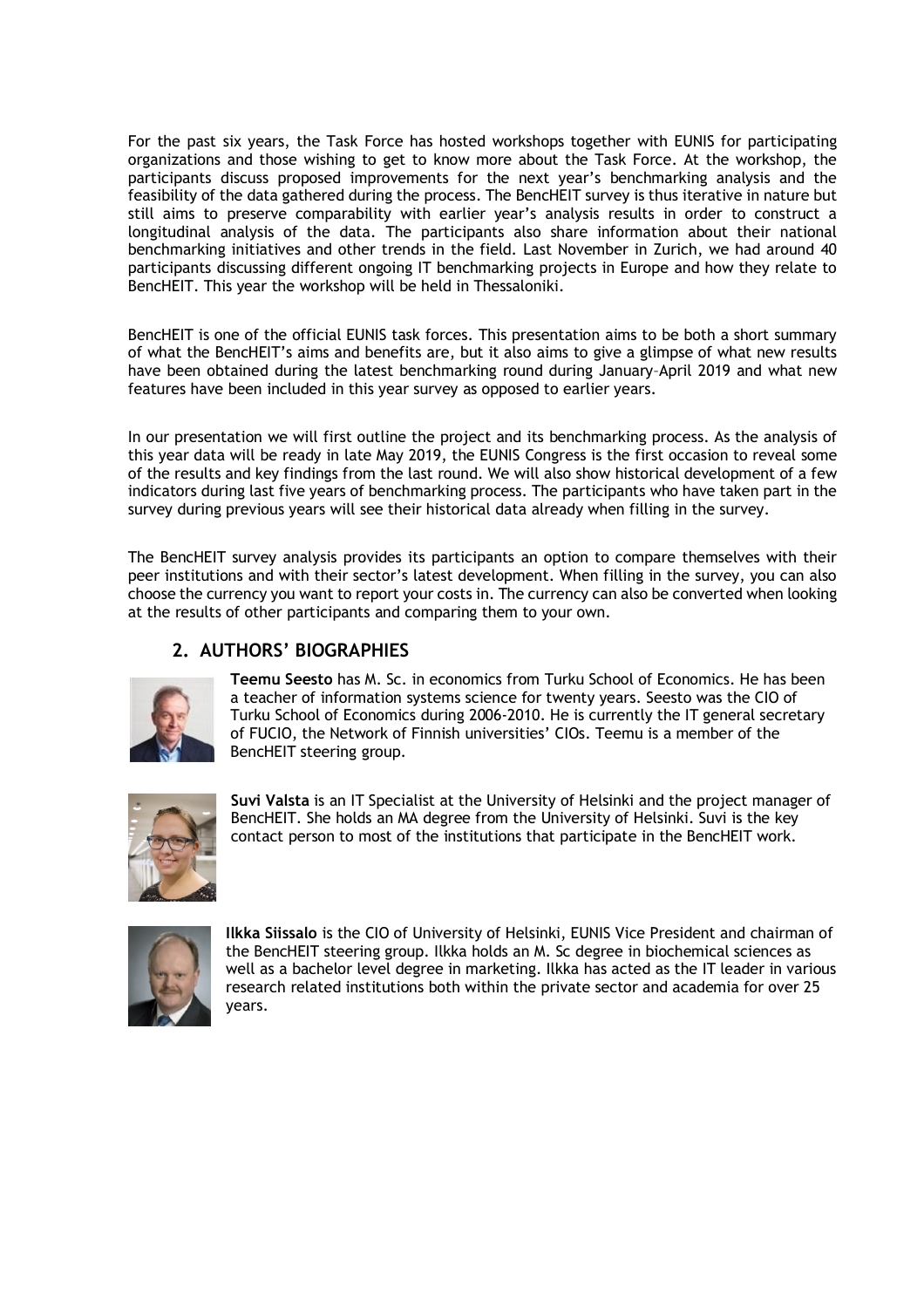For the past six years, the Task Force has hosted workshops together with EUNIS for participating organizations and those wishing to get to know more about the Task Force. At the workshop, the participants discuss proposed improvements for the next year's benchmarking analysis and the feasibility of the data gathered during the process. The BencHEIT survey is thus iterative in nature but still aims to preserve comparability with earlier year's analysis results in order to construct a longitudinal analysis of the data. The participants also share information about their national benchmarking initiatives and other trends in the field. Last November in Zurich, we had around 40 participants discussing different ongoing IT benchmarking projects in Europe and how they relate to BencHEIT. This year the workshop will be held in Thessaloniki.

BencHEIT is one of the official EUNIS task forces. This presentation aims to be both a short summary of what the BencHEIT's aims and benefits are, but it also aims to give a glimpse of what new results have been obtained during the latest benchmarking round during January–April 2019 and what new features have been included in this year survey as opposed to earlier years.

In our presentation we will first outline the project and its benchmarking process. As the analysis of this year data will be ready in late May 2019, the EUNIS Congress is the first occasion to reveal some of the results and key findings from the last round. We will also show historical development of a few indicators during last five years of benchmarking process. The participants who have taken part in the survey during previous years will see their historical data already when filling in the survey.

The BencHEIT survey analysis provides its participants an option to compare themselves with their peer institutions and with their sector's latest development. When filling in the survey, you can also choose the currency you want to report your costs in. The currency can also be converted when looking at the results of other participants and comparing them to your own.

## 2. AUTHORS' BIOGRAPHIES

**Teemu Seesto** has M. Sc. in economics from Turku School of Economics. He has been a teacher of information systems science for twenty years. Seesto was the CIO of Turku School of Economics during 2006-2010. He is currently the IT general secretary of FUCIO, the Network of Finnish universities' CIOs. Teemu is a member of the BencHEIT steering group.

**Suvi Valsta** is an IT Specialist at the University of Helsinki and the project manager of BencHEIT. She holds an MA degree from the University of Helsinki. Suvi is the key contact person to most of the institutions that participate in the BencHEIT work.

**Ilkka Siissalo** is the CIO of University of Helsinki, EUNIS Vice President and chairman of the BencHEIT steering group. Ilkka holds an M. Sc degree in biochemical sciences as well as a bachelor level degree in marketing. Ilkka has acted as the IT leader in various research related institutions both within the private sector and academia for over 25 years.